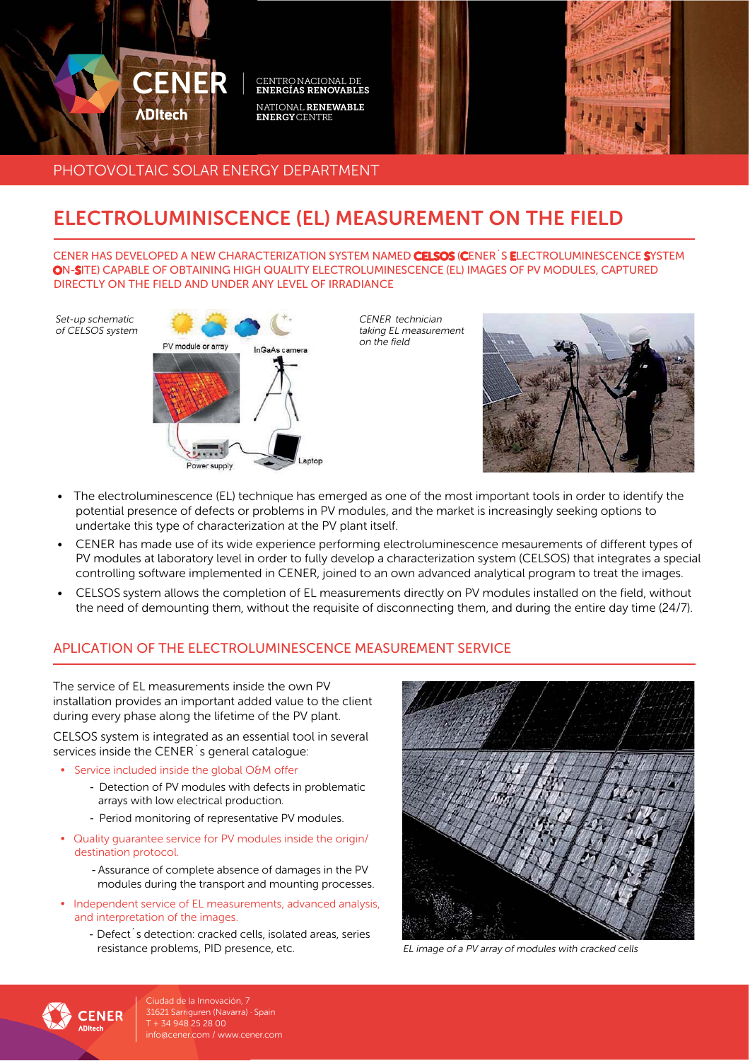CENER

ADItech

CENTRO NACIONAL DE **ENERGÍAS RENOVABLES**

NATIONAL **RENEWABLE ENERGY** CENTRE

PHOTOVOLTAIC SOLAR ENERGY DEPARTMENT

# ELECTROLUMINISCENCE (EL) MEASUREMENT ON THE FIELD

CENER HAS DEVELOPED A NEW CHARACTERIZATION SYSTEM NAMED **CELSOS** (**C**ENER´S **EL**ECTROLUMINESCENCE **S**YSTEM **O**N-**S**ITE) CAPABLE OF OBTAINING HIGH QUALITY ELECTROLUMINESCENCE (EL) IMAGES OF PV MODULES, CAPTURED DIRECTLY ON THE FIELD AND UNDER ANY LEVEL OF IRRADIANCE

*Set-up schematic of CELSOS system*

PV module or array

InGaAs camera

Power supply

Laptop

*CENER technician taking EL measurement on the field*

- The electroluminescence (EL) technique has emerged as one of the most important tools in order to identify the potential presence of defects or problems in PV modules, and the market is increasingly seeking options to undertake this type of characterization at the PV plant itself.
- CENER has made use of its wide experience performing electroluminescence mesaurements of different types of PV modules at laboratory level in order to fully develop a characterization system (CELSOS) that integrates a special controlling software implemented in CENER, joined to an own advanced analytical program to treat the images.
- CELSOS system allows the completion of EL measurements directly on PV modules installed on the field, without the need of demounting them, without the requisite of disconnecting them, and during the entire day time (24/7).

## APLICATION OF THE ELECTROLUMINESCENCE MEASUREMENT SERVICE

The service of EL measurements inside the own PV installation provides an important added value to the client during every phase along the lifetime of the PV plant.

CELSOS system is integrated as an essential tool in several services inside the CENER´s general catalogue:

- Service included inside the global O&M offer
  - Detection of PV modules with defects in problematic arrays with low electrical production.
  - Period monitoring of representative PV modules.
- Quality guarantee service for PV modules inside the origin/destination protocol.
  - Assurance of complete absence of damages in the PV modules during the transport and mounting processes.
- Independent service of EL measurements, advanced analysis, and interpretation of the images.
  - Defect´s detection: cracked cells, isolated areas, series resistance problems, PID presence, etc.

*EL image of a PV array of modules with cracked cells*

CENER ADItech

Ciudad de la Innovación, 7
31621 Sarriguren (Navarra) · Spain
T + 34 948 25 28 00
info@cener.com / www.cener.com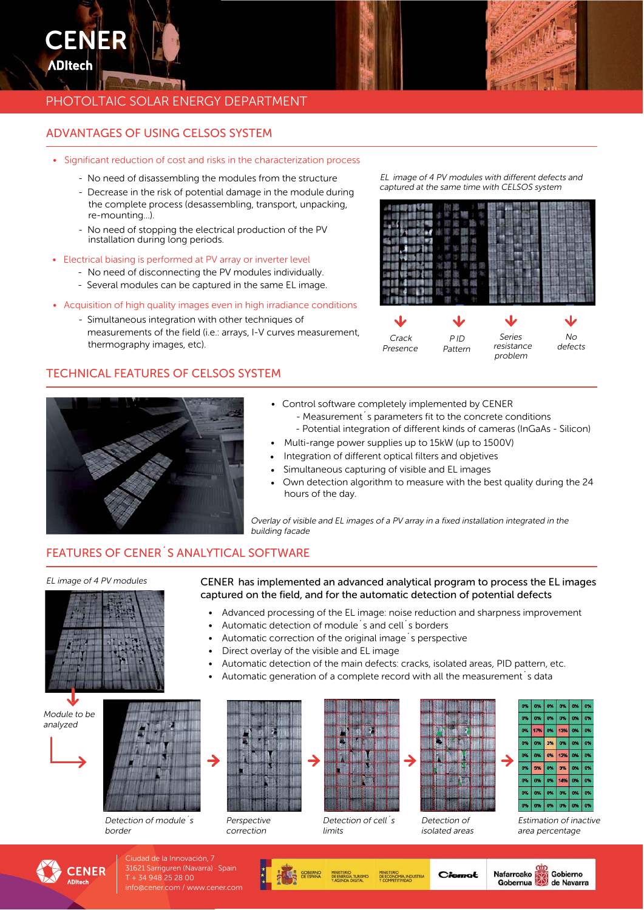# CENER

**ADItech**

## PHOTOLTAIC SOLAR ENERGY DEPARTMENT

## ADVANTAGES OF USING CELSOS SYSTEM

- Significant reduction of cost and risks in the characterization process
  - No need of disassembling the modules from the structure
  - Decrease in the risk of potential damage in the module during the complete process (desassembling, transport, unpacking, re-mounting...).
  - No need of stopping the electrical production of the PV installation during long periods.
- Electrical biasing is performed at PV array or inverter level
  - No need of disconnecting the PV modules individually.
  - Several modules can be captured in the same EL image.
- Acquisition of high quality images even in high irradiance conditions
  - Simultaneous integration with other techniques of measurements of the field (i.e.: arrays, I-V curves measurement, thermography images, etc).

*EL image of 4 PV modules with different defects and captured at the same time with CELSOS system*

Crack Presence

PID Pattern

Series resistance problem

No defects

## TECHNICAL FEATURES OF CELSOS SYSTEM

- Control software completely implemented by CENER
  - Measurement´s parameters fit to the concrete conditions
  - Potential integration of different kinds of cameras (InGaAs - Silicon)
- Multi-range power supplies up to 15kW (up to 1500V)
- Integration of different optical filters and objetives
- Simultaneous capturing of visible and EL images
- Own detection algorithm to measure with the best quality during the 24 hours of the day.

*Overlay of visible and EL images of a PV array in a fixed installation integrated in the building facade*

## FEATURES OF CENER´S ANALYTICAL SOFTWARE

*EL image of 4 PV modules*

CENER has implemented an advanced analytical program to process the EL images captured on the field, and for the automatic detection of potential defects

- Advanced processing of the EL image: noise reduction and sharpness improvement
- Automatic detection of module´s and cell´s borders
- Automatic correction of the original image´s perspective
- Direct overlay of the visible and EL image
- Automatic detection of the main defects: cracks, isolated areas, PID pattern, etc.
- Automatic generation of a complete record with all the measurement´s data

*Module to be analyzed*

*Detection of module´s border*

*Perspective correction*

*Detection of cell´s limits*

*Detection of isolated areas*

*Estimation of inactive area percentage*

| | | | | | |
|---|---|---|---|---|---|
| 0% | 0% | 0% | 0% | 0% | 0% |
| 0% | 0% | 0% | 0% | 0% | 0% |
| 0% | 17% | 0% | 13% | 0% | 0% |
| 0% | 0% | 3% | 0% | 0% | 0% |
| 0% | 0% | 6% | 12% | 0% | 0% |
| 0% | 5% | 0% | 3% | 0% | 0% |
| 0% | 0% | 0% | 14% | 0% | 0% |
| 0% | 0% | 0% | 0% | 0% | 0% |
| 0% | 0% | 0% | 0% | 0% | 0% |

CENER ADItech

Ciudad de la Innovación, 7
31621 Sarriguren (Navarra) · Spain
T + 34 948 25 28 00
info@cener.com / www.cener.com

GOBIERNO DE ESPAÑA · MINISTERIO DE ENERGÍA, TURISMO Y AGENDA DIGITAL · MINISTERIO DE ECONOMÍA, INDUSTRIA Y COMPETITIVIDAD · Ciemat · Nafarroako Gobernua · Gobierno de Navarra